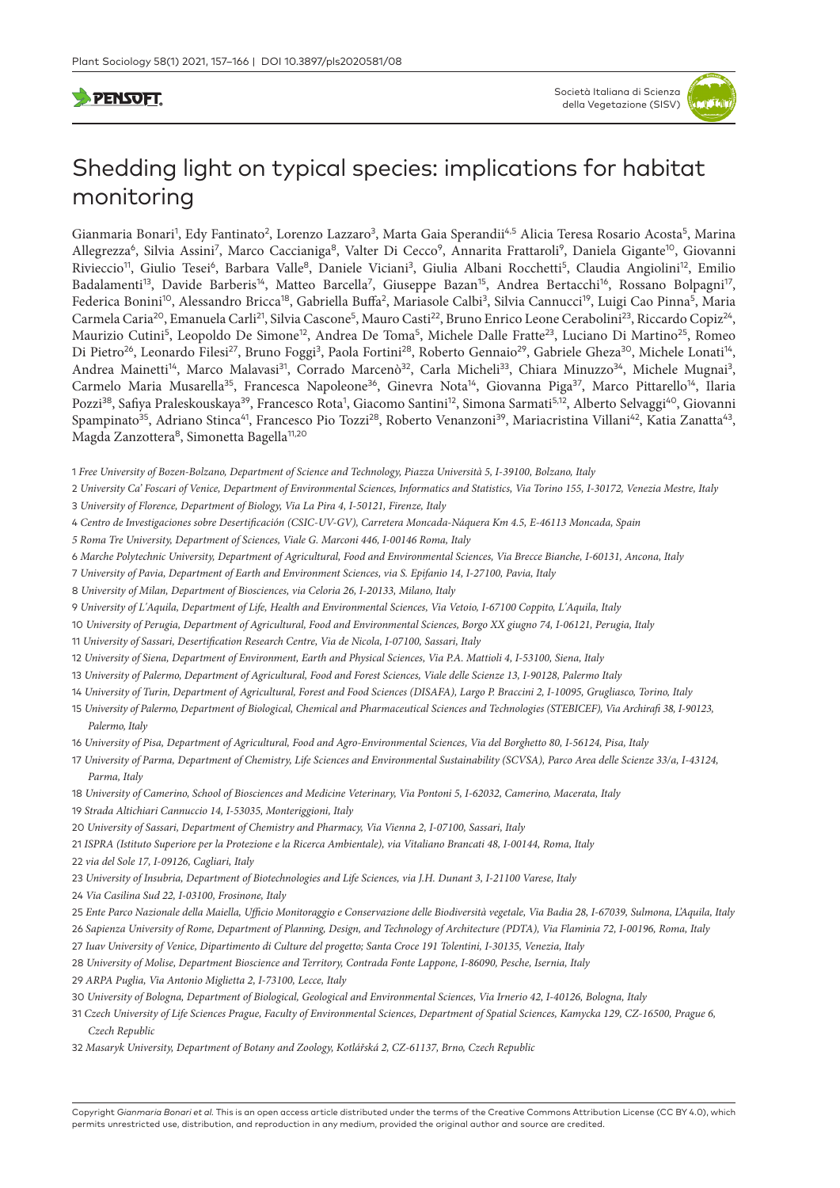# Shedding light on typical species: implications for habitat monitoring

Gianmaria Bonari[1], Edy Fantinato[2], Lorenzo Lazzaro[3], Marta Gaia Sperandii[4,5] Alicia Teresa Rosario Acosta[5], Marina Allegrezza[6], Silvia Assini[7], Marco Caccianiga[8], Valter Di Cecco[9], Annarita Frattaroli[9], Daniela Gigante[10], Giovanni Rivieccio[11], Giulio Tesei[6], Barbara Valle[8], Daniele Viciani[3], Giulia Albani Rocchetti[5], Claudia Angiolini[12], Emilio Badalamenti[13], Davide Barberis[14], Matteo Barcella[7], Giuseppe Bazan[15], Andrea Bertacchi[16], Rossano Bolpagni[17], Federica Bonini[10], Alessandro Bricca[18], Gabriella Buffa[2], Mariasole Calbi[3], Silvia Cannucci[19], Luigi Cao Pinna[5], Maria Carmela Caria[20], Emanuela Carli[21], Silvia Cascone[5], Mauro Casti[22], Bruno Enrico Leone Cerabolini[23], Riccardo Copiz[24], Maurizio Cutini[5], Leopoldo De Simone[12], Andrea De Toma[5], Michele Dalle Fratte[23], Luciano Di Martino[25], Romeo Di Pietro[26], Leonardo Filesi[27], Bruno Foggi[3], Paola Fortini[28], Roberto Gennaio[29], Gabriele Gheza[30], Michele Lonati[14], Andrea Mainetti[14], Marco Malavasi[31], Corrado Marcenò[32], Carla Micheli[33], Chiara Minuzzo[34], Michele Mugnai[3], Carmelo Maria Musarella[35], Francesca Napoleone[36], Ginevra Nota[14], Giovanna Piga[37], Marco Pittarello[14], Ilaria Pozzi[38], Safiya Praleskouskaya[39], Francesco Rota[1], Giacomo Santini[12], Simona Sarmati[5,12], Alberto Selvaggi[40], Giovanni Spampinato[35], Adriano Stinca[41], Francesco Pio Tozzi[28], Roberto Venanzoni[39], Mariacristina Villani[42], Katia Zanatta[43], Magda Zanzottera[8], Simonetta Bagella[11,20]

1 *Free University of Bozen-Bolzano, Department of Science and Technology, Piazza Università 5, I-39100, Bolzano, Italy*

2 *University Ca' Foscari of Venice, Department of Environmental Sciences, Informatics and Statistics, Via Torino 155, I-30172, Venezia Mestre, Italy*

3 *University of Florence, Department of Biology, Via La Pira 4, I-50121, Firenze, Italy*

4 *Centro de Investigaciones sobre Desertificación (CSIC-UV-GV), Carretera Moncada-Náquera Km 4.5, E-46113 Moncada, Spain*

5 *Roma Tre University, Department of Sciences, Viale G. Marconi 446, I-00146 Roma, Italy*

6 *Marche Polytechnic University, Department of Agricultural, Food and Environmental Sciences, Via Brecce Bianche, I-60131, Ancona, Italy*

7 *University of Pavia, Department of Earth and Environment Sciences, via S. Epifanio 14, I-27100, Pavia, Italy*

8 *University of Milan, Department of Biosciences, via Celoria 26, I-20133, Milano, Italy*

9 *University of L'Aquila, Department of Life, Health and Environmental Sciences, Via Vetoio, I-67100 Coppito, L'Aquila, Italy*

10 *University of Perugia, Department of Agricultural, Food and Environmental Sciences, Borgo XX giugno 74, I-06121, Perugia, Italy*

11 *University of Sassari, Desertification Research Centre, Via de Nicola, I-07100, Sassari, Italy*

12 *University of Siena, Department of Environment, Earth and Physical Sciences, Via P.A. Mattioli 4, I-53100, Siena, Italy*

13 *University of Palermo, Department of Agricultural, Food and Forest Sciences, Viale delle Scienze 13, I-90128, Palermo Italy*

14 *University of Turin, Department of Agricultural, Forest and Food Sciences (DISAFA), Largo P. Braccini 2, I-10095, Grugliasco, Torino, Italy*

15 *University of Palermo, Department of Biological, Chemical and Pharmaceutical Sciences and Technologies (STEBICEF), Via Archirafi 38, I-90123, Palermo, Italy*

16 *University of Pisa, Department of Agricultural, Food and Agro-Environmental Sciences, Via del Borghetto 80, I-56124, Pisa, Italy*

17 *University of Parma, Department of Chemistry, Life Sciences and Environmental Sustainability (SCVSA), Parco Area delle Scienze 33/a, I-43124, Parma, Italy*

18 *University of Camerino, School of Biosciences and Medicine Veterinary, Via Pontoni 5, I-62032, Camerino, Macerata, Italy*

19 *Strada Altichiari Cannuccio 14, I-53035, Monteriggioni, Italy*

20 *University of Sassari, Department of Chemistry and Pharmacy, Via Vienna 2, I-07100, Sassari, Italy*

21 *ISPRA (Istituto Superiore per la Protezione e la Ricerca Ambientale), via Vitaliano Brancati 48, I-00144, Roma, Italy*

22 *via del Sole 17, I-09126, Cagliari, Italy*

23 *University of Insubria, Department of Biotechnologies and Life Sciences, via J.H. Dunant 3, I-21100 Varese, Italy*

24 *Via Casilina Sud 22, I-03100, Frosinone, Italy*

25 *Ente Parco Nazionale della Maiella, Ufficio Monitoraggio e Conservazione delle Biodiversità vegetale, Via Badia 28, I-67039, Sulmona, L'Aquila, Italy*

26 *Sapienza University of Rome, Department of Planning, Design, and Technology of Architecture (PDTA), Via Flaminia 72, I-00196, Roma, Italy*

27 *Iuav University of Venice, Dipartimento di Culture del progetto; Santa Croce 191 Tolentini, I-30135, Venezia, Italy*

28 *University of Molise, Department Bioscience and Territory, Contrada Fonte Lappone, I-86090, Pesche, Isernia, Italy*

29 *ARPA Puglia, Via Antonio Miglietta 2, I-73100, Lecce, Italy*

30 *University of Bologna, Department of Biological, Geological and Environmental Sciences, Via Irnerio 42, I-40126, Bologna, Italy*

31 *Czech University of Life Sciences Prague, Faculty of Environmental Sciences, Department of Spatial Sciences, Kamycka 129, CZ-16500, Prague 6, Czech Republic*

32 *Masaryk University, Department of Botany and Zoology, Kotlářská 2, CZ-61137, Brno, Czech Republic*

Copyright *Gianmaria Bonari et al.* This is an open access article distributed under the terms of the Creative Commons Attribution License (CC BY 4.0), which permits unrestricted use, distribution, and reproduction in any medium, provided the original author and source are credited.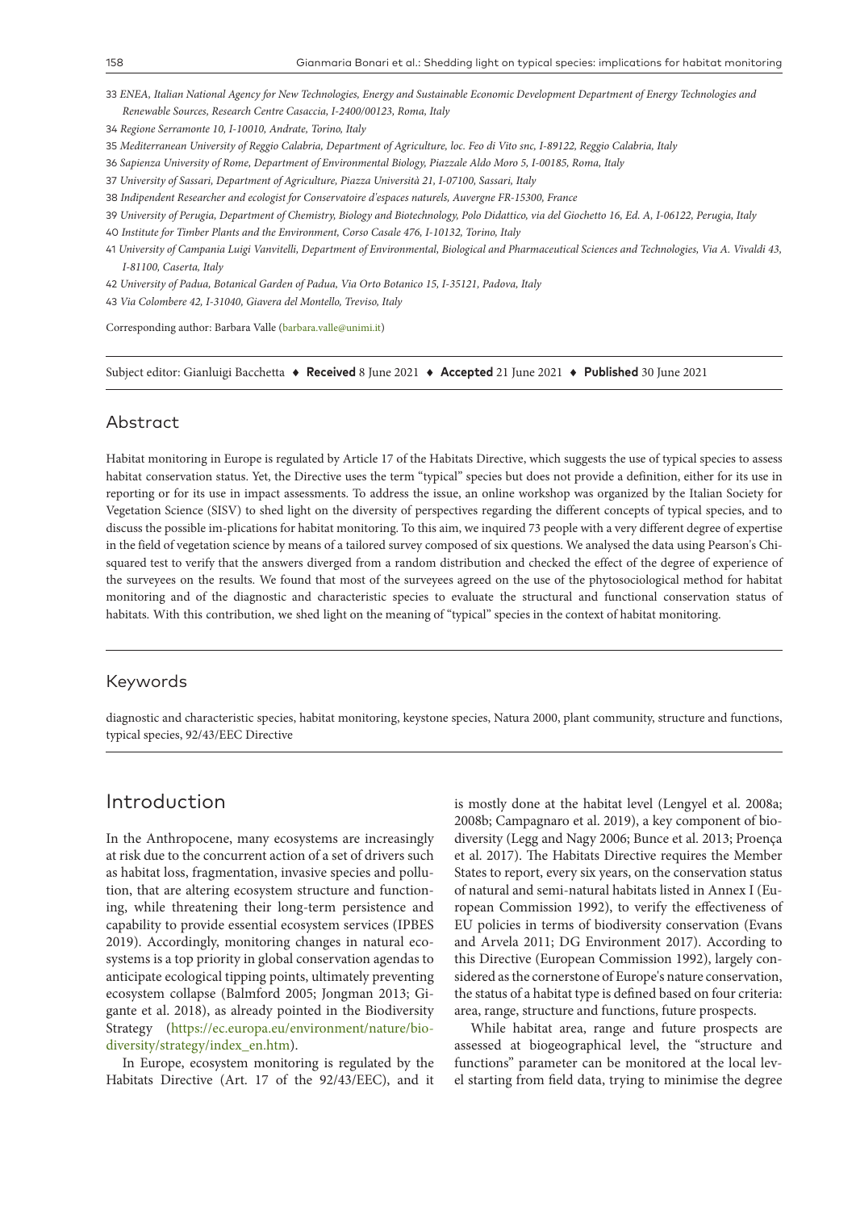33 *ENEA, Italian National Agency for New Technologies, Energy and Sustainable Economic Development Department of Energy Technologies and Renewable Sources, Research Centre Casaccia, I-2400/00123, Roma, Italy*

34 *Regione Serramonte 10, I-10010, Andrate, Torino, Italy*

35 *Mediterranean University of Reggio Calabria, Department of Agriculture, loc. Feo di Vito snc, I-89122, Reggio Calabria, Italy*

36 *Sapienza University of Rome, Department of Environmental Biology, Piazzale Aldo Moro 5, I-00185, Roma, Italy*

37 *University of Sassari, Department of Agriculture, Piazza Università 21, I-07100, Sassari, Italy*

38 *Indipendent Researcher and ecologist for Conservatoire d'espaces naturels, Auvergne FR-15300, France*

39 *University of Perugia, Department of Chemistry, Biology and Biotechnology, Polo Didattico, via del Giochetto 16, Ed. A, I-06122, Perugia, Italy*

40 *Institute for Timber Plants and the Environment, Corso Casale 476, I-10132, Torino, Italy*

41 *University of Campania Luigi Vanvitelli, Department of Environmental, Biological and Pharmaceutical Sciences and Technologies, Via A. Vivaldi 43, I-81100, Caserta, Italy*

42 *University of Padua, Botanical Garden of Padua, Via Orto Botanico 15, I-35121, Padova, Italy*

43 *Via Colombere 42, I-31040, Giavera del Montello, Treviso, Italy*

Corresponding author: Barbara Valle (barbara.valle@unimi.it)

Subject editor: Gianluigi Bacchetta ♦ **Received** 8 June 2021 ♦ **Accepted** 21 June 2021 ♦ **Published** 30 June 2021

## Abstract

Habitat monitoring in Europe is regulated by Article 17 of the Habitats Directive, which suggests the use of typical species to assess habitat conservation status. Yet, the Directive uses the term "typical" species but does not provide a definition, either for its use in reporting or for its use in impact assessments. To address the issue, an online workshop was organized by the Italian Society for Vegetation Science (SISV) to shed light on the diversity of perspectives regarding the different concepts of typical species, and to discuss the possible im-plications for habitat monitoring. To this aim, we inquired 73 people with a very different degree of expertise in the field of vegetation science by means of a tailored survey composed of six questions. We analysed the data using Pearson's Chi-squared test to verify that the answers diverged from a random distribution and checked the effect of the degree of experience of the surveyees on the results. We found that most of the surveyees agreed on the use of the phytosociological method for habitat monitoring and of the diagnostic and characteristic species to evaluate the structural and functional conservation status of habitats. With this contribution, we shed light on the meaning of "typical" species in the context of habitat monitoring.

## Keywords

diagnostic and characteristic species, habitat monitoring, keystone species, Natura 2000, plant community, structure and functions, typical species, 92/43/EEC Directive

## Introduction

In the Anthropocene, many ecosystems are increasingly at risk due to the concurrent action of a set of drivers such as habitat loss, fragmentation, invasive species and pollution, that are altering ecosystem structure and functioning, while threatening their long-term persistence and capability to provide essential ecosystem services (IPBES 2019). Accordingly, monitoring changes in natural ecosystems is a top priority in global conservation agendas to anticipate ecological tipping points, ultimately preventing ecosystem collapse (Balmford 2005; Jongman 2013; Gigante et al. 2018), as already pointed in the Biodiversity Strategy (https://ec.europa.eu/environment/nature/biodiversity/strategy/index_en.htm).

In Europe, ecosystem monitoring is regulated by the Habitats Directive (Art. 17 of the 92/43/EEC), and it is mostly done at the habitat level (Lengyel et al. 2008a; 2008b; Campagnaro et al. 2019), a key component of biodiversity (Legg and Nagy 2006; Bunce et al. 2013; Proença et al. 2017). The Habitats Directive requires the Member States to report, every six years, on the conservation status of natural and semi-natural habitats listed in Annex I (European Commission 1992), to verify the effectiveness of EU policies in terms of biodiversity conservation (Evans and Arvela 2011; DG Environment 2017). According to this Directive (European Commission 1992), largely considered as the cornerstone of Europe's nature conservation, the status of a habitat type is defined based on four criteria: area, range, structure and functions, future prospects.

While habitat area, range and future prospects are assessed at biogeographical level, the "structure and functions" parameter can be monitored at the local level starting from field data, trying to minimise the degree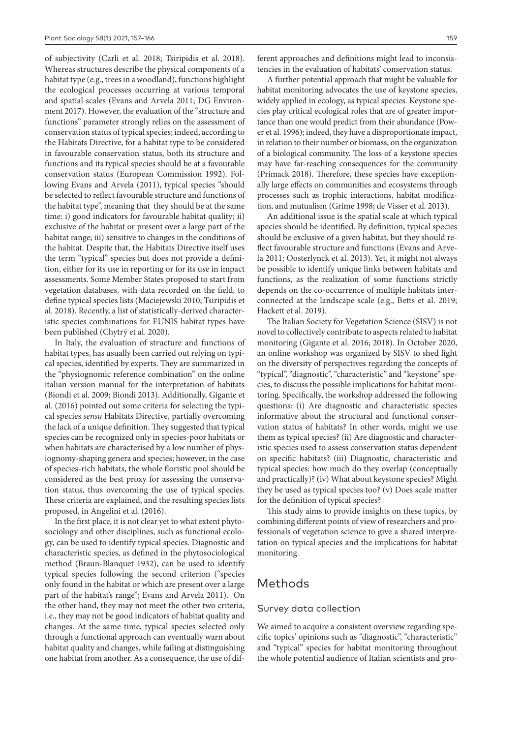of subjectivity (Carli et al. 2018; Tsiripidis et al. 2018). Whereas structures describe the physical components of a habitat type (e.g., trees in a woodland), functions highlight the ecological processes occurring at various temporal and spatial scales (Evans and Arvela 2011; DG Environment 2017). However, the evaluation of the "structure and functions" parameter strongly relies on the assessment of conservation status of typical species; indeed, according to the Habitats Directive, for a habitat type to be considered in favourable conservation status, both its structure and functions and its typical species should be at a favourable conservation status (European Commission 1992). Following Evans and Arvela (2011), typical species "should be selected to reflect favourable structure and functions of the habitat type", meaning that they should be at the same time: i) good indicators for favourable habitat quality; ii) exclusive of the habitat or present over a large part of the habitat range; iii) sensitive to changes in the conditions of the habitat. Despite that, the Habitats Directive itself uses the term "typical" species but does not provide a definition, either for its use in reporting or for its use in impact assessments. Some Member States proposed to start from vegetation databases, with data recorded on the field, to define typical species lists (Maciejewski 2010; Tsiripidis et al. 2018). Recently, a list of statistically-derived characteristic species combinations for EUNIS habitat types have been published (Chytrý et al. 2020).

In Italy, the evaluation of structure and functions of habitat types, has usually been carried out relying on typical species, identified by experts. They are summarized in the "physiognomic reference combination" on the online italian version manual for the interpretation of habitats (Biondi et al. 2009; Biondi 2013). Additionally, Gigante et al. (2016) pointed out some criteria for selecting the typical species *sensu* Habitats Directive, partially overcoming the lack of a unique definition. They suggested that typical species can be recognized only in species-poor habitats or when habitats are characterised by a low number of physiognomy-shaping genera and species; however, in the case of species-rich habitats, the whole floristic pool should be considered as the best proxy for assessing the conservation status, thus overcoming the use of typical species. These criteria are explained, and the resulting species lists proposed, in Angelini et al. (2016).

In the first place, it is not clear yet to what extent phytosociology and other disciplines, such as functional ecology, can be used to identify typical species. Diagnostic and characteristic species, as defined in the phytosociological method (Braun-Blanquet 1932), can be used to identify typical species following the second criterion ("species only found in the habitat or which are present over a large part of the habitat's range"; Evans and Arvela 2011). On the other hand, they may not meet the other two criteria, i.e., they may not be good indicators of habitat quality and changes. At the same time, typical species selected only through a functional approach can eventually warn about habitat quality and changes, while failing at distinguishing one habitat from another. As a consequence, the use of different approaches and definitions might lead to inconsistencies in the evaluation of habitats' conservation status.

A further potential approach that might be valuable for habitat monitoring advocates the use of keystone species, widely applied in ecology, as typical species. Keystone species play critical ecological roles that are of greater importance than one would predict from their abundance (Power et al. 1996); indeed, they have a disproportionate impact, in relation to their number or biomass, on the organization of a biological community. The loss of a keystone species may have far-reaching consequences for the community (Primack 2018). Therefore, these species have exceptionally large effects on communities and ecosystems through processes such as trophic interactions, habitat modification, and mutualism (Grime 1998; de Visser et al. 2013).

An additional issue is the spatial scale at which typical species should be identified. By definition, typical species should be exclusive of a given habitat, but they should reflect favourable structure and functions (Evans and Arvela 2011; Oosterlynck et al. 2013). Yet, it might not always be possible to identify unique links between habitats and functions, as the realization of some functions strictly depends on the co-occurrence of multiple habitats interconnected at the landscape scale (e.g., Betts et al. 2019; Hackett et al. 2019).

The Italian Society for Vegetation Science (SISV) is not novel to collectively contribute to aspects related to habitat monitoring (Gigante et al. 2016; 2018). In October 2020, an online workshop was organized by SISV to shed light on the diversity of perspectives regarding the concepts of "typical", "diagnostic", "characteristic" and "keystone" species, to discuss the possible implications for habitat monitoring. Specifically, the workshop addressed the following questions: (i) Are diagnostic and characteristic species informative about the structural and functional conservation status of habitats? In other words, might we use them as typical species? (ii) Are diagnostic and characteristic species used to assess conservation status dependent on specific habitats? (iii) Diagnostic, characteristic and typical species: how much do they overlap (conceptually and practically)? (iv) What about keystone species? Might they be used as typical species too? (v) Does scale matter for the definition of typical species?

This study aims to provide insights on these topics, by combining different points of view of researchers and professionals of vegetation science to give a shared interpretation on typical species and the implications for habitat monitoring.

# Methods

## Survey data collection

We aimed to acquire a consistent overview regarding specific topics' opinions such as "diagnostic", "characteristic" and "typical" species for habitat monitoring throughout the whole potential audience of Italian scientists and pro-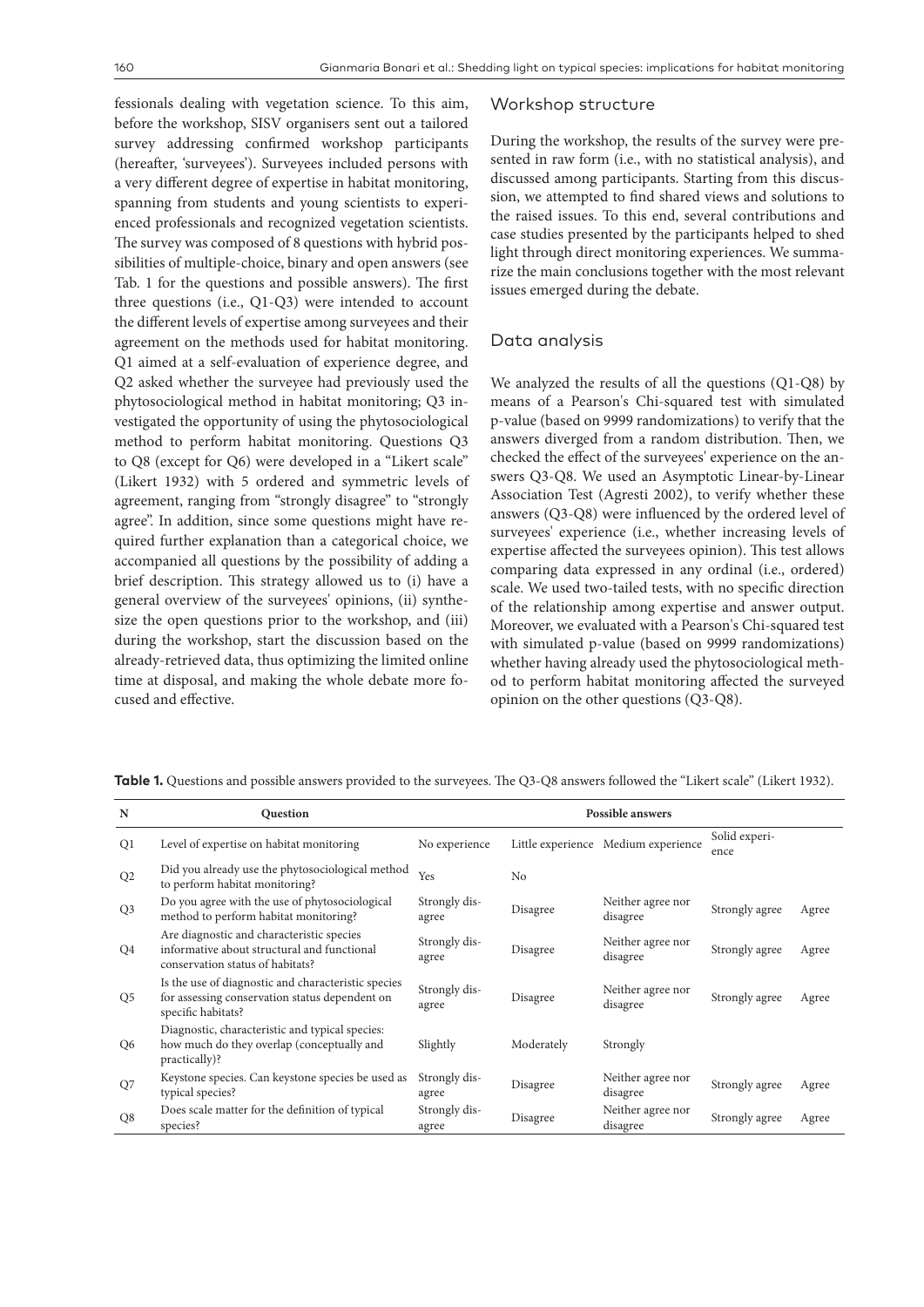fessionals dealing with vegetation science. To this aim, before the workshop, SISV organisers sent out a tailored survey addressing confirmed workshop participants (hereafter, 'surveyees'). Surveyees included persons with a very different degree of expertise in habitat monitoring, spanning from students and young scientists to experienced professionals and recognized vegetation scientists. The survey was composed of 8 questions with hybrid possibilities of multiple-choice, binary and open answers (see Tab. 1 for the questions and possible answers). The first three questions (i.e., Q1-Q3) were intended to account the different levels of expertise among surveyees and their agreement on the methods used for habitat monitoring. Q1 aimed at a self-evaluation of experience degree, and Q2 asked whether the surveyee had previously used the phytosociological method in habitat monitoring; Q3 investigated the opportunity of using the phytosociological method to perform habitat monitoring. Questions Q3 to Q8 (except for Q6) were developed in a "Likert scale" (Likert 1932) with 5 ordered and symmetric levels of agreement, ranging from "strongly disagree" to "strongly agree". In addition, since some questions might have required further explanation than a categorical choice, we accompanied all questions by the possibility of adding a brief description. This strategy allowed us to (i) have a general overview of the surveyees' opinions, (ii) synthesize the open questions prior to the workshop, and (iii) during the workshop, start the discussion based on the already-retrieved data, thus optimizing the limited online time at disposal, and making the whole debate more focused and effective.

## Workshop structure

During the workshop, the results of the survey were presented in raw form (i.e., with no statistical analysis), and discussed among participants. Starting from this discussion, we attempted to find shared views and solutions to the raised issues. To this end, several contributions and case studies presented by the participants helped to shed light through direct monitoring experiences. We summarize the main conclusions together with the most relevant issues emerged during the debate.

## Data analysis

We analyzed the results of all the questions (Q1-Q8) by means of a Pearson's Chi-squared test with simulated p-value (based on 9999 randomizations) to verify that the answers diverged from a random distribution. Then, we checked the effect of the surveyees' experience on the answers Q3-Q8. We used an Asymptotic Linear-by-Linear Association Test (Agresti 2002), to verify whether these answers (Q3-Q8) were influenced by the ordered level of surveyees' experience (i.e., whether increasing levels of expertise affected the surveyees opinion). This test allows comparing data expressed in any ordinal (i.e., ordered) scale. We used two-tailed tests, with no specific direction of the relationship among expertise and answer output. Moreover, we evaluated with a Pearson's Chi-squared test with simulated p-value (based on 9999 randomizations) whether having already used the phytosociological method to perform habitat monitoring affected the surveyed opinion on the other questions (Q3-Q8).

**Table 1.** Questions and possible answers provided to the surveyees. The Q3-Q8 answers followed the "Likert scale" (Likert 1932).

| N | Question | Possible answers | | | | |
|---|---|---|---|---|---|---|
| Q1 | Level of expertise on habitat monitoring | No experience | Little experience | Medium experience | Solid experience | |
| Q2 | Did you already use the phytosociological method to perform habitat monitoring? | Yes | No | | | |
| Q3 | Do you agree with the use of phytosociological method to perform habitat monitoring? | Strongly disagree | Disagree | Neither agree nor disagree | Strongly agree | Agree |
| Q4 | Are diagnostic and characteristic species informative about structural and functional conservation status of habitats? | Strongly disagree | Disagree | Neither agree nor disagree | Strongly agree | Agree |
| Q5 | Is the use of diagnostic and characteristic species for assessing conservation status dependent on specific habitats? | Strongly disagree | Disagree | Neither agree nor disagree | Strongly agree | Agree |
| Q6 | Diagnostic, characteristic and typical species: how much do they overlap (conceptually and practically)? | Slightly | Moderately | Strongly | | |
| Q7 | Keystone species. Can keystone species be used as typical species? | Strongly disagree | Disagree | Neither agree nor disagree | Strongly agree | Agree |
| Q8 | Does scale matter for the definition of typical species? | Strongly disagree | Disagree | Neither agree nor disagree | Strongly agree | Agree |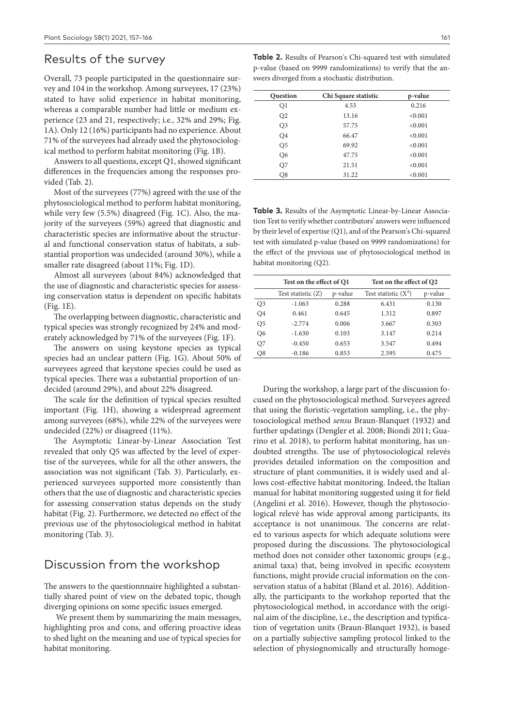## Results of the survey

Overall, 73 people participated in the questionnaire survey and 104 in the workshop. Among surveyees, 17 (23%) stated to have solid experience in habitat monitoring, whereas a comparable number had little or medium experience (23 and 21, respectively; i.e., 32% and 29%; Fig. 1A). Only 12 (16%) participants had no experience. About 71% of the surveyees had already used the phytosociological method to perform habitat monitoring (Fig. 1B).

Answers to all questions, except Q1, showed significant differences in the frequencies among the responses provided (Tab. 2).

Most of the surveyees (77%) agreed with the use of the phytosociological method to perform habitat monitoring, while very few (5.5%) disagreed (Fig. 1C). Also, the majority of the surveyees (59%) agreed that diagnostic and characteristic species are informative about the structural and functional conservation status of habitats, a substantial proportion was undecided (around 30%), while a smaller rate disagreed (about 11%; Fig. 1D).

Almost all surveyees (about 84%) acknowledged that the use of diagnostic and characteristic species for assessing conservation status is dependent on specific habitats (Fig. 1E).

The overlapping between diagnostic, characteristic and typical species was strongly recognized by 24% and moderately acknowledged by 71% of the surveyees (Fig. 1F).

The answers on using keystone species as typical species had an unclear pattern (Fig. 1G). About 50% of surveyees agreed that keystone species could be used as typical species. There was a substantial proportion of undecided (around 29%), and about 22% disagreed.

The scale for the definition of typical species resulted important (Fig. 1H), showing a widespread agreement among surveyees (68%), while 22% of the surveyees were undecided (22%) or disagreed (11%).

The Asymptotic Linear-by-Linear Association Test revealed that only Q5 was affected by the level of expertise of the surveyees, while for all the other answers, the association was not significant (Tab. 3). Particularly, experienced surveyees supported more consistently than others that the use of diagnostic and characteristic species for assessing conservation status depends on the study habitat (Fig. 2). Furthermore, we detected no effect of the previous use of the phytosociological method in habitat monitoring (Tab. 3).

## Discussion from the workshop

The answers to the questionnnaire highlighted a substantially shared point of view on the debated topic, though diverging opinions on some specific issues emerged.

We present them by summarizing the main messages, highlighting pros and cons, and offering proactive ideas to shed light on the meaning and use of typical species for habitat monitoring.

**Table 2.** Results of Pearson's Chi-squared test with simulated p-value (based on 9999 randomizations) to verify that the answers diverged from a stochastic distribution.

| Question | Chi Square statistic | p-value |
|---|---|---|
| Q1 | 4.53 | 0.216 |
| Q2 | 13.16 | <0.001 |
| Q3 | 57.75 | <0.001 |
| Q4 | 66.47 | <0.001 |
| Q5 | 69.92 | <0.001 |
| Q6 | 47.75 | <0.001 |
| Q7 | 21.51 | <0.001 |
| Q8 | 31.22 | <0.001 |

**Table 3.** Results of the Asymptotic Linear-by-Linear Association Test to verify whether contributors' answers were influenced by their level of expertise (Q1), and of the Pearson's Chi-squared test with simulated p-value (based on 9999 randomizations) for the effect of the previous use of phytosociological method in habitat monitoring (Q2).

| | Test on the effect of Q1 | | Test on the effect of Q2 | |
|---|---|---|---|---|
| | Test statistic (Z) | p-value | Test statistic ($X^2$) | p-value |
| Q3 | -1.063 | 0.288 | 6.431 | 0.130 |
| Q4 | 0.461 | 0.645 | 1.312 | 0.897 |
| Q5 | -2.774 | 0.006 | 3.667 | 0.303 |
| Q6 | -1.630 | 0.103 | 3.147 | 0.214 |
| Q7 | -0.450 | 0.653 | 3.547 | 0.494 |
| Q8 | -0.186 | 0.853 | 2.595 | 0.475 |

During the workshop, a large part of the discussion focused on the phytosociological method. Surveyees agreed that using the floristic-vegetation sampling, i.e., the phytosociological method *sensu* Braun-Blanquet (1932) and further updatings (Dengler et al. 2008; Biondi 2011; Guarino et al. 2018), to perform habitat monitoring, has undoubted strengths. The use of phytosociological relevés provides detailed information on the composition and structure of plant communities, it is widely used and allows cost-effective habitat monitoring. Indeed, the Italian manual for habitat monitoring suggested using it for field (Angelini et al. 2016). However, though the phytosociological relevé has wide approval among participants, its acceptance is not unanimous. The concerns are related to various aspects for which adequate solutions were proposed during the discussions. The phytosociological method does not consider other taxonomic groups (e.g., animal taxa) that, being involved in specific ecosystem functions, might provide crucial information on the conservation status of a habitat (Bland et al. 2016). Additionally, the participants to the workshop reported that the phytosociological method, in accordance with the original aim of the discipline, i.e., the description and typification of vegetation units (Braun-Blanquet 1932), is based on a partially subjective sampling protocol linked to the selection of physiognomically and structurally homoge-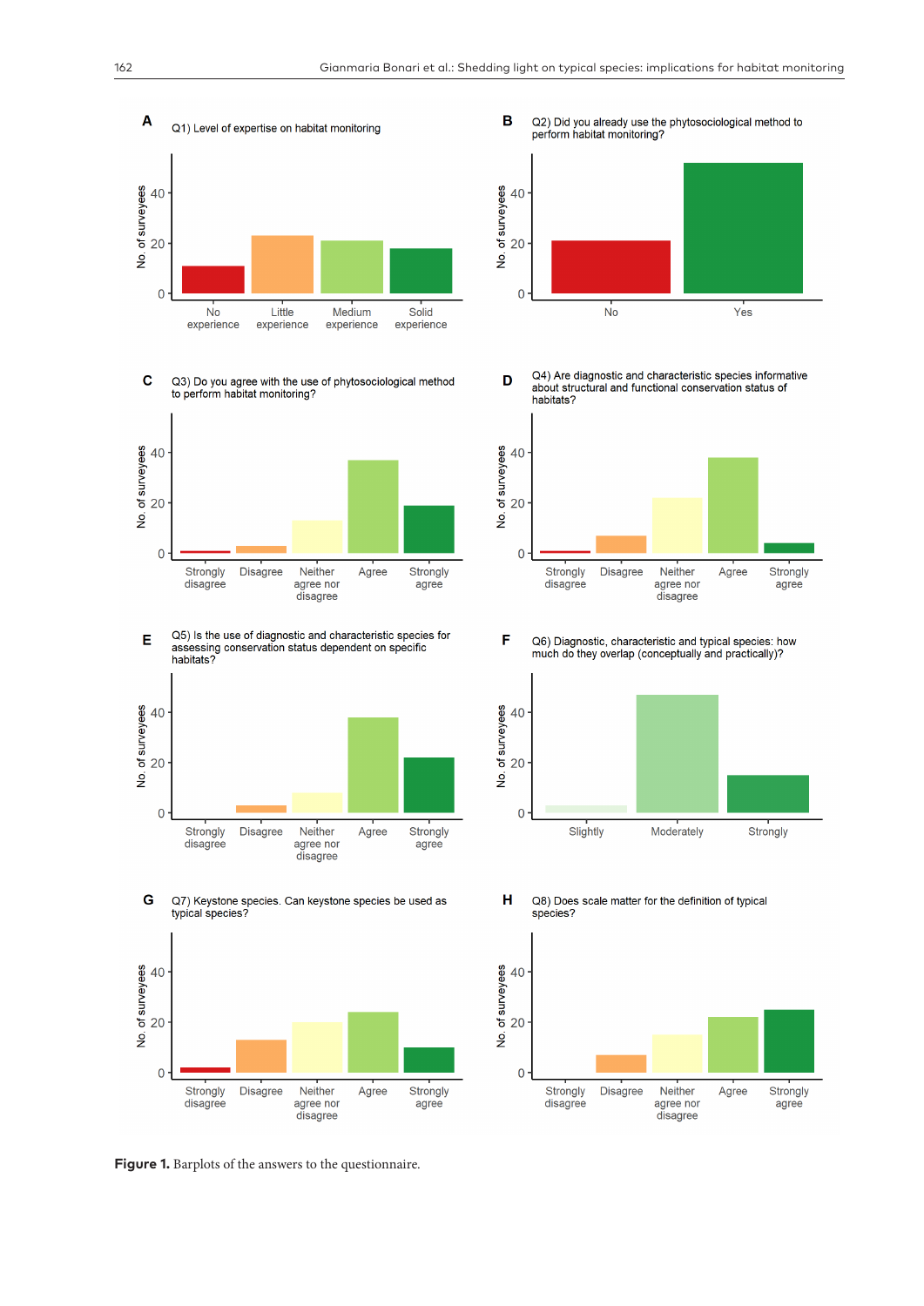**Figure 1.** Barplots of the answers to the questionnaire.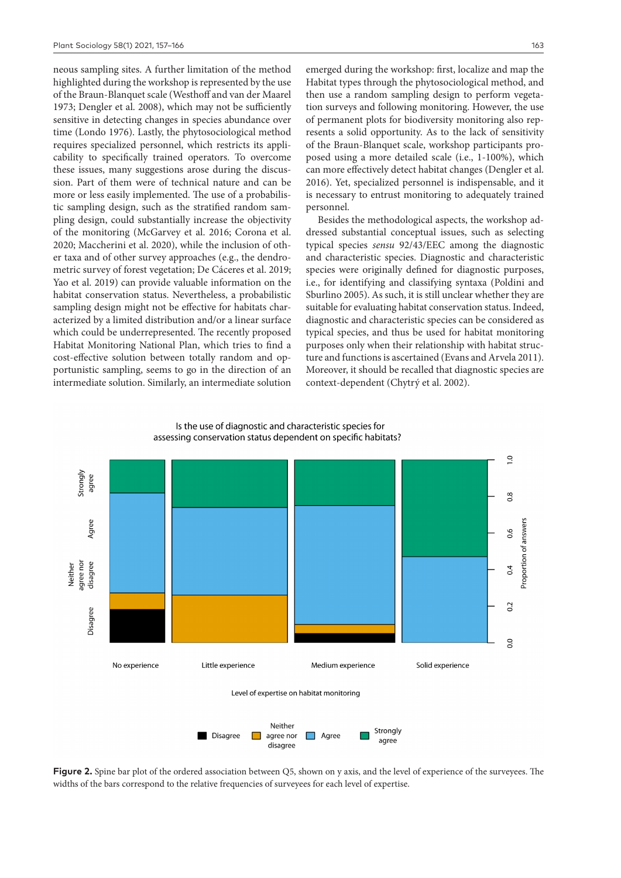neous sampling sites. A further limitation of the method highlighted during the workshop is represented by the use of the Braun-Blanquet scale (Westhoff and van der Maarel 1973; Dengler et al. 2008), which may not be sufficiently sensitive in detecting changes in species abundance over time (Londo 1976). Lastly, the phytosociological method requires specialized personnel, which restricts its applicability to specifically trained operators. To overcome these issues, many suggestions arose during the discussion. Part of them were of technical nature and can be more or less easily implemented. The use of a probabilistic sampling design, such as the stratified random sampling design, could substantially increase the objectivity of the monitoring (McGarvey et al. 2016; Corona et al. 2020; Maccherini et al. 2020), while the inclusion of other taxa and of other survey approaches (e.g., the dendrometric survey of forest vegetation; De Cáceres et al. 2019; Yao et al. 2019) can provide valuable information on the habitat conservation status. Nevertheless, a probabilistic sampling design might not be effective for habitats characterized by a limited distribution and/or a linear surface which could be underrepresented. The recently proposed Habitat Monitoring National Plan, which tries to find a cost-effective solution between totally random and opportunistic sampling, seems to go in the direction of an intermediate solution. Similarly, an intermediate solution emerged during the workshop: first, localize and map the Habitat types through the phytosociological method, and then use a random sampling design to perform vegetation surveys and following monitoring. However, the use of permanent plots for biodiversity monitoring also represents a solid opportunity. As to the lack of sensitivity of the Braun-Blanquet scale, workshop participants proposed using a more detailed scale (i.e., 1-100%), which can more effectively detect habitat changes (Dengler et al. 2016). Yet, specialized personnel is indispensable, and it is necessary to entrust monitoring to adequately trained personnel.

Besides the methodological aspects, the workshop addressed substantial conceptual issues, such as selecting typical species *sensu* 92/43/EEC among the diagnostic and characteristic species. Diagnostic and characteristic species were originally defined for diagnostic purposes, i.e., for identifying and classifying syntaxa (Poldini and Sburlino 2005). As such, it is still unclear whether they are suitable for evaluating habitat conservation status. Indeed, diagnostic and characteristic species can be considered as typical species, and thus be used for habitat monitoring purposes only when their relationship with habitat structure and functions is ascertained (Evans and Arvela 2011). Moreover, it should be recalled that diagnostic species are context-dependent (Chytrý et al. 2002).

**Figure 2.** Spine bar plot of the ordered association between Q5, shown on y axis, and the level of experience of the surveyees. The widths of the bars correspond to the relative frequencies of surveyees for each level of expertise.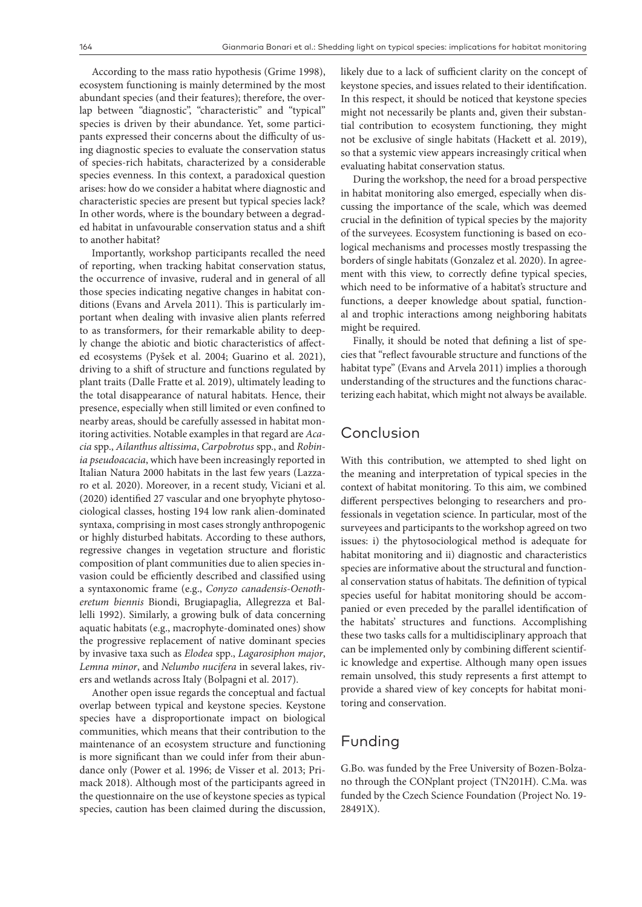According to the mass ratio hypothesis (Grime 1998), ecosystem functioning is mainly determined by the most abundant species (and their features); therefore, the overlap between "diagnostic", "characteristic" and "typical" species is driven by their abundance. Yet, some participants expressed their concerns about the difficulty of using diagnostic species to evaluate the conservation status of species-rich habitats, characterized by a considerable species evenness. In this context, a paradoxical question arises: how do we consider a habitat where diagnostic and characteristic species are present but typical species lack? In other words, where is the boundary between a degraded habitat in unfavourable conservation status and a shift to another habitat?

Importantly, workshop participants recalled the need of reporting, when tracking habitat conservation status, the occurrence of invasive, ruderal and in general of all those species indicating negative changes in habitat conditions (Evans and Arvela 2011). This is particularly important when dealing with invasive alien plants referred to as transformers, for their remarkable ability to deeply change the abiotic and biotic characteristics of affected ecosystems (Pyšek et al. 2004; Guarino et al. 2021), driving to a shift of structure and functions regulated by plant traits (Dalle Fratte et al. 2019), ultimately leading to the total disappearance of natural habitats. Hence, their presence, especially when still limited or even confined to nearby areas, should be carefully assessed in habitat monitoring activities. Notable examples in that regard are *Acacia* spp., *Ailanthus altissima*, *Carpobrotus* spp., and *Robinia pseudoacacia*, which have been increasingly reported in Italian Natura 2000 habitats in the last few years (Lazzaro et al. 2020). Moreover, in a recent study, Viciani et al. (2020) identified 27 vascular and one bryophyte phytosociological classes, hosting 194 low rank alien-dominated syntaxa, comprising in most cases strongly anthropogenic or highly disturbed habitats. According to these authors, regressive changes in vegetation structure and floristic composition of plant communities due to alien species invasion could be efficiently described and classified using a syntaxonomic frame (e.g., *Conyzo canadensis-Oenotheretum biennis* Biondi, Brugiapaglia, Allegrezza et Ballelli 1992). Similarly, a growing bulk of data concerning aquatic habitats (e.g., macrophyte-dominated ones) show the progressive replacement of native dominant species by invasive taxa such as *Elodea* spp., *Lagarosiphon major*, *Lemna minor*, and *Nelumbo nucifera* in several lakes, rivers and wetlands across Italy (Bolpagni et al. 2017).

Another open issue regards the conceptual and factual overlap between typical and keystone species. Keystone species have a disproportionate impact on biological communities, which means that their contribution to the maintenance of an ecosystem structure and functioning is more significant than we could infer from their abundance only (Power et al. 1996; de Visser et al. 2013; Primack 2018). Although most of the participants agreed in the questionnaire on the use of keystone species as typical species, caution has been claimed during the discussion, likely due to a lack of sufficient clarity on the concept of keystone species, and issues related to their identification. In this respect, it should be noticed that keystone species might not necessarily be plants and, given their substantial contribution to ecosystem functioning, they might not be exclusive of single habitats (Hackett et al. 2019), so that a systemic view appears increasingly critical when evaluating habitat conservation status.

During the workshop, the need for a broad perspective in habitat monitoring also emerged, especially when discussing the importance of the scale, which was deemed crucial in the definition of typical species by the majority of the surveyees. Ecosystem functioning is based on ecological mechanisms and processes mostly trespassing the borders of single habitats (Gonzalez et al. 2020). In agreement with this view, to correctly define typical species, which need to be informative of a habitat's structure and functions, a deeper knowledge about spatial, functional and trophic interactions among neighboring habitats might be required.

Finally, it should be noted that defining a list of species that "reflect favourable structure and functions of the habitat type" (Evans and Arvela 2011) implies a thorough understanding of the structures and the functions characterizing each habitat, which might not always be available.

## Conclusion

With this contribution, we attempted to shed light on the meaning and interpretation of typical species in the context of habitat monitoring. To this aim, we combined different perspectives belonging to researchers and professionals in vegetation science. In particular, most of the surveyees and participants to the workshop agreed on two issues: i) the phytosociological method is adequate for habitat monitoring and ii) diagnostic and characteristics species are informative about the structural and functional conservation status of habitats. The definition of typical species useful for habitat monitoring should be accompanied or even preceded by the parallel identification of the habitats' structures and functions. Accomplishing these two tasks calls for a multidisciplinary approach that can be implemented only by combining different scientific knowledge and expertise. Although many open issues remain unsolved, this study represents a first attempt to provide a shared view of key concepts for habitat monitoring and conservation.

## Funding

G.Bo. was funded by the Free University of Bozen-Bolzano through the CONplant project (TN201H). C.Ma. was funded by the Czech Science Foundation (Project No. 19-28491X).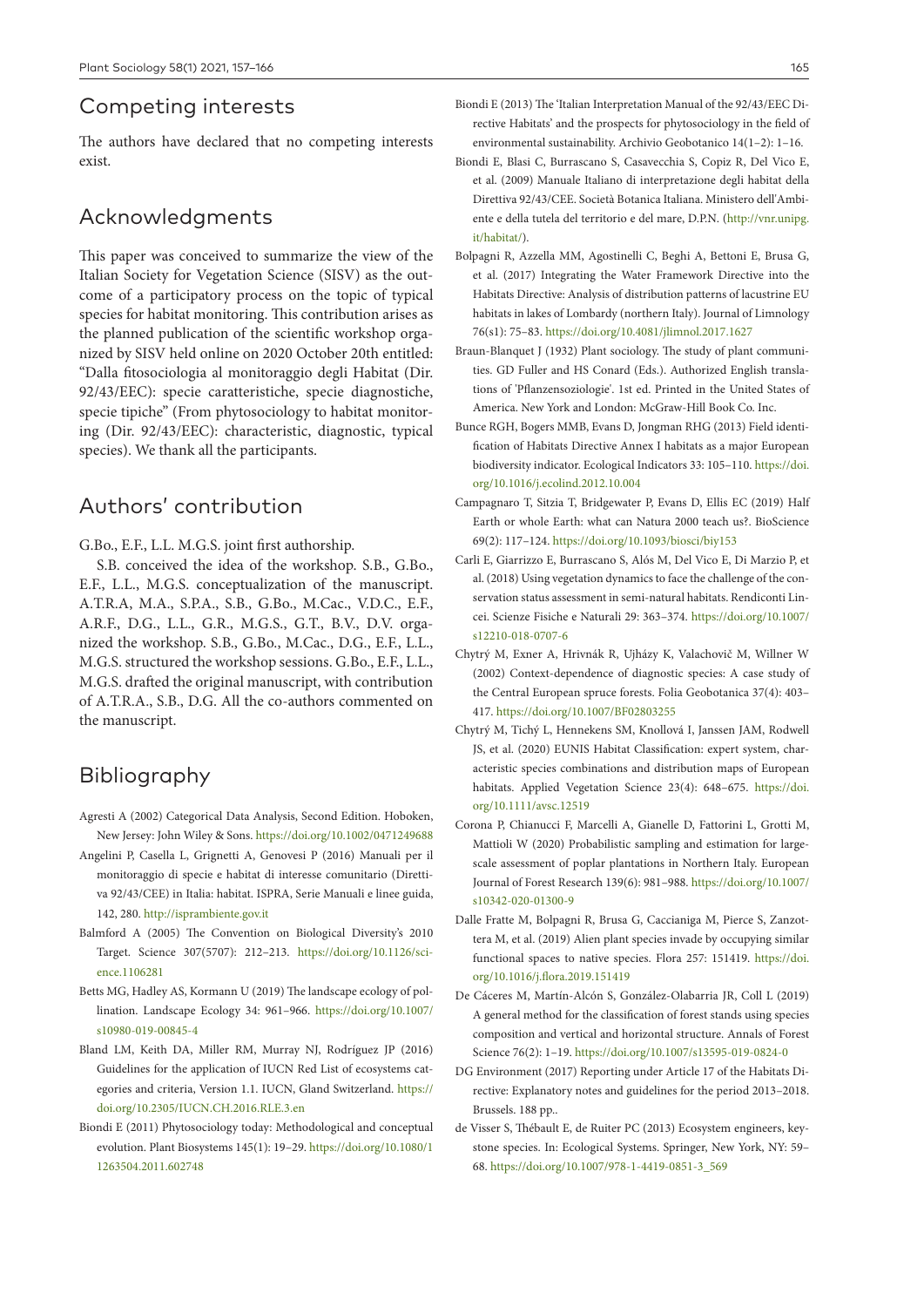## Competing interests

The authors have declared that no competing interests exist.

## Acknowledgments

This paper was conceived to summarize the view of the Italian Society for Vegetation Science (SISV) as the outcome of a participatory process on the topic of typical species for habitat monitoring. This contribution arises as the planned publication of the scientific workshop organized by SISV held online on 2020 October 20th entitled: "Dalla fitosociologia al monitoraggio degli Habitat (Dir. 92/43/EEC): specie caratteristiche, specie diagnostiche, specie tipiche" (From phytosociology to habitat monitoring (Dir. 92/43/EEC): characteristic, diagnostic, typical species). We thank all the participants.

## Authors' contribution

G.Bo., E.F., L.L. M.G.S. joint first authorship.

S.B. conceived the idea of the workshop. S.B., G.Bo., E.F., L.L., M.G.S. conceptualization of the manuscript. A.T.R.A, M.A., S.P.A., S.B., G.Bo., M.Cac., V.D.C., E.F., A.R.F., D.G., L.L., G.R., M.G.S., G.T., B.V., D.V. organized the workshop. S.B., G.Bo., M.Cac., D.G., E.F., L.L., M.G.S. structured the workshop sessions. G.Bo., E.F., L.L., M.G.S. drafted the original manuscript, with contribution of A.T.R.A., S.B., D.G. All the co-authors commented on the manuscript.

## Bibliography

Agresti A (2002) Categorical Data Analysis, Second Edition. Hoboken, New Jersey: John Wiley & Sons. https://doi.org/10.1002/0471249688

Angelini P, Casella L, Grignetti A, Genovesi P (2016) Manuali per il monitoraggio di specie e habitat di interesse comunitario (Direttiva 92/43/CEE) in Italia: habitat. ISPRA, Serie Manuali e linee guida, 142, 280. http://isprambiente.gov.it

Balmford A (2005) The Convention on Biological Diversity's 2010 Target. Science 307(5707): 212–213. https://doi.org/10.1126/science.1106281

Betts MG, Hadley AS, Kormann U (2019) The landscape ecology of pollination. Landscape Ecology 34: 961–966. https://doi.org/10.1007/s10980-019-00845-4

Bland LM, Keith DA, Miller RM, Murray NJ, Rodríguez JP (2016) Guidelines for the application of IUCN Red List of ecosystems categories and criteria, Version 1.1. IUCN, Gland Switzerland. https://doi.org/10.2305/IUCN.CH.2016.RLE.3.en

Biondi E (2011) Phytosociology today: Methodological and conceptual evolution. Plant Biosystems 145(1): 19–29. https://doi.org/10.1080/11263504.2011.602748

Biondi E (2013) The 'Italian Interpretation Manual of the 92/43/EEC Directive Habitats' and the prospects for phytosociology in the field of environmental sustainability. Archivio Geobotanico 14(1–2): 1–16.

Biondi E, Blasi C, Burrascano S, Casavecchia S, Copiz R, Del Vico E, et al. (2009) Manuale Italiano di interpretazione degli habitat della Direttiva 92/43/CEE. Società Botanica Italiana. Ministero dell'Ambiente e della tutela del territorio e del mare, D.P.N. (http://vnr.unipg.it/habitat/).

Bolpagni R, Azzella MM, Agostinelli C, Beghi A, Bettoni E, Brusa G, et al. (2017) Integrating the Water Framework Directive into the Habitats Directive: Analysis of distribution patterns of lacustrine EU habitats in lakes of Lombardy (northern Italy). Journal of Limnology 76(s1): 75–83. https://doi.org/10.4081/jlimnol.2017.1627

Braun-Blanquet J (1932) Plant sociology. The study of plant communities. GD Fuller and HS Conard (Eds.). Authorized English translations of 'Pflanzensoziologie'. 1st ed. Printed in the United States of America. New York and London: McGraw-Hill Book Co. Inc.

Bunce RGH, Bogers MMB, Evans D, Jongman RHG (2013) Field identification of Habitats Directive Annex I habitats as a major European biodiversity indicator. Ecological Indicators 33: 105–110. https://doi.org/10.1016/j.ecolind.2012.10.004

Campagnaro T, Sitzia T, Bridgewater P, Evans D, Ellis EC (2019) Half Earth or whole Earth: what can Natura 2000 teach us?. BioScience 69(2): 117–124. https://doi.org/10.1093/biosci/biy153

Carli E, Giarrizzo E, Burrascano S, Alós M, Del Vico E, Di Marzio P, et al. (2018) Using vegetation dynamics to face the challenge of the conservation status assessment in semi-natural habitats. Rendiconti Lincei. Scienze Fisiche e Naturali 29: 363–374. https://doi.org/10.1007/s12210-018-0707-6

Chytrý M, Exner A, Hrivnák R, Ujházy K, Valachovič M, Willner W (2002) Context-dependence of diagnostic species: A case study of the Central European spruce forests. Folia Geobotanica 37(4): 403–417. https://doi.org/10.1007/BF02803255

Chytrý M, Tichý L, Hennekens SM, Knollová I, Janssen JAM, Rodwell JS, et al. (2020) EUNIS Habitat Classification: expert system, characteristic species combinations and distribution maps of European habitats. Applied Vegetation Science 23(4): 648–675. https://doi.org/10.1111/avsc.12519

Corona P, Chianucci F, Marcelli A, Gianelle D, Fattorini L, Grotti M, Mattioli W (2020) Probabilistic sampling and estimation for large-scale assessment of poplar plantations in Northern Italy. European Journal of Forest Research 139(6): 981–988. https://doi.org/10.1007/s10342-020-01300-9

Dalle Fratte M, Bolpagni R, Brusa G, Caccianiga M, Pierce S, Zanzottera M, et al. (2019) Alien plant species invade by occupying similar functional spaces to native species. Flora 257: 151419. https://doi.org/10.1016/j.flora.2019.151419

De Cáceres M, Martín-Alcón S, González-Olabarria JR, Coll L (2019) A general method for the classification of forest stands using species composition and vertical and horizontal structure. Annals of Forest Science 76(2): 1–19. https://doi.org/10.1007/s13595-019-0824-0

DG Environment (2017) Reporting under Article 17 of the Habitats Directive: Explanatory notes and guidelines for the period 2013–2018. Brussels. 188 pp..

de Visser S, Thébault E, de Ruiter PC (2013) Ecosystem engineers, keystone species. In: Ecological Systems. Springer, New York, NY: 59–68. https://doi.org/10.1007/978-1-4419-0851-3_569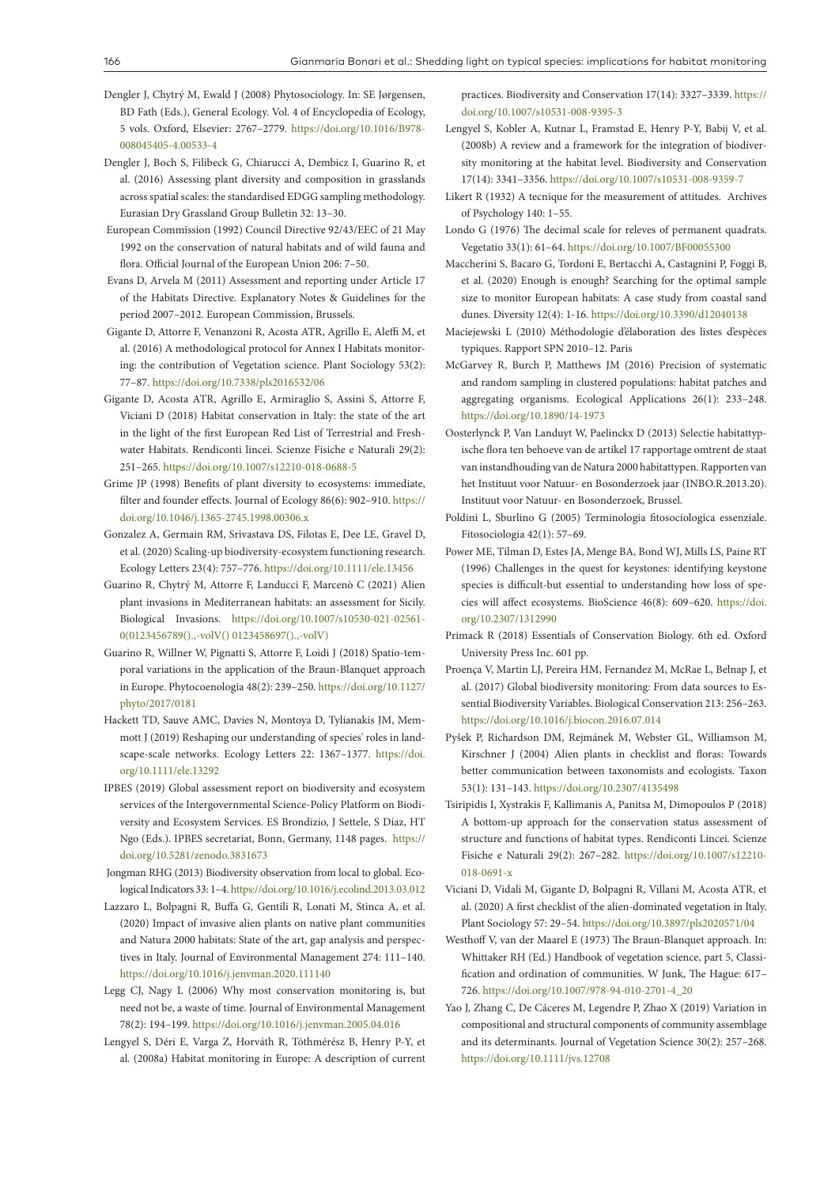Dengler J, Chytrý M, Ewald J (2008) Phytosociology. In: SE Jørgensen, BD Fath (Eds.), General Ecology. Vol. 4 of Encyclopedia of Ecology, 5 vols. Oxford, Elsevier: 2767–2779. https://doi.org/10.1016/B978-008045405-4.00533-4

Dengler J, Boch S, Filibeck G, Chiarucci A, Dembicz I, Guarino R, et al. (2016) Assessing plant diversity and composition in grasslands across spatial scales: the standardised EDGG sampling methodology. Eurasian Dry Grassland Group Bulletin 32: 13–30.

European Commission (1992) Council Directive 92/43/EEC of 21 May 1992 on the conservation of natural habitats and of wild fauna and flora. Official Journal of the European Union 206: 7–50.

Evans D, Arvela M (2011) Assessment and reporting under Article 17 of the Habitats Directive. Explanatory Notes & Guidelines for the period 2007–2012. European Commission, Brussels.

Gigante D, Attorre F, Venanzoni R, Acosta ATR, Agrillo E, Aleffi M, et al. (2016) A methodological protocol for Annex I Habitats monitoring: the contribution of Vegetation science. Plant Sociology 53(2): 77–87. https://doi.org/10.7338/pls2016532/06

Gigante D, Acosta ATR, Agrillo E, Armiraglio S, Assini S, Attorre F, Viciani D (2018) Habitat conservation in Italy: the state of the art in the light of the first European Red List of Terrestrial and Freshwater Habitats. Rendiconti lincei. Scienze Fisiche e Naturali 29(2): 251–265. https://doi.org/10.1007/s12210-018-0688-5

Grime JP (1998) Benefits of plant diversity to ecosystems: immediate, filter and founder effects. Journal of Ecology 86(6): 902–910. https://doi.org/10.1046/j.1365-2745.1998.00306.x

Gonzalez A, Germain RM, Srivastava DS, Filotas E, Dee LE, Gravel D, et al. (2020) Scaling-up biodiversity-ecosystem functioning research. Ecology Letters 23(4): 757–776. https://doi.org/10.1111/ele.13456

Guarino R, Chytrý M, Attorre F, Landucci F, Marcenò C (2021) Alien plant invasions in Mediterranean habitats: an assessment for Sicily. Biological Invasions. https://doi.org/10.1007/s10530-021-02561-0(0123456789().,-volV() 0123458697().,-volV)

Guarino R, Willner W, Pignatti S, Attorre F, Loidi J (2018) Spatio-temporal variations in the application of the Braun-Blanquet approach in Europe. Phytocoenologia 48(2): 239–250. https://doi.org/10.1127/phyto/2017/0181

Hackett TD, Sauve AMC, Davies N, Montoya D, Tylianakis JM, Memmott J (2019) Reshaping our understanding of species' roles in landscape-scale networks. Ecology Letters 22: 1367–1377. https://doi.org/10.1111/ele.13292

IPBES (2019) Global assessment report on biodiversity and ecosystem services of the Intergovernmental Science-Policy Platform on Biodiversity and Ecosystem Services. ES Brondizio, J Settele, S Díaz, HT Ngo (Eds.). IPBES secretariat, Bonn, Germany, 1148 pages. https://doi.org/10.5281/zenodo.3831673

Jongman RHG (2013) Biodiversity observation from local to global. Ecological Indicators 33: 1–4. https://doi.org/10.1016/j.ecolind.2013.03.012

Lazzaro L, Bolpagni R, Buffa G, Gentili R, Lonati M, Stinca A, et al. (2020) Impact of invasive alien plants on native plant communities and Natura 2000 habitats: State of the art, gap analysis and perspectives in Italy. Journal of Environmental Management 274: 111–140. https://doi.org/10.1016/j.jenvman.2020.111140

Legg CJ, Nagy L (2006) Why most conservation monitoring is, but need not be, a waste of time. Journal of Environmental Management 78(2): 194–199. https://doi.org/10.1016/j.jenvman.2005.04.016

Lengyel S, Déri E, Varga Z, Horváth R, Tóthmérész B, Henry P-Y, et al. (2008a) Habitat monitoring in Europe: A description of current practices. Biodiversity and Conservation 17(14): 3327–3339. https://doi.org/10.1007/s10531-008-9395-3

Lengyel S, Kobler A, Kutnar L, Framstad E, Henry P-Y, Babij V, et al. (2008b) A review and a framework for the integration of biodiversity monitoring at the habitat level. Biodiversity and Conservation 17(14): 3341–3356. https://doi.org/10.1007/s10531-008-9359-7

Likert R (1932) A tecnique for the measurement of attitudes. Archives of Psychology 140: 1–55.

Londo G (1976) The decimal scale for releves of permanent quadrats. Vegetatio 33(1): 61–64. https://doi.org/10.1007/BF00055300

Maccherini S, Bacaro G, Tordoni E, Bertacchi A, Castagnini P, Foggi B, et al. (2020) Enough is enough? Searching for the optimal sample size to monitor European habitats: A case study from coastal sand dunes. Diversity 12(4): 1-16. https://doi.org/10.3390/d12040138

Maciejewski L (2010) Méthodologie d'élaboration des listes d'espèces typiques. Rapport SPN 2010–12. Paris

McGarvey R, Burch P, Matthews JM (2016) Precision of systematic and random sampling in clustered populations: habitat patches and aggregating organisms. Ecological Applications 26(1): 233–248. https://doi.org/10.1890/14-1973

Oosterlynck P, Van Landuyt W, Paelinckx D (2013) Selectie habitattypische flora ten behoeve van de artikel 17 rapportage omtrent de staat van instandhouding van de Natura 2000 habitattypen. Rapporten van het Instituut voor Natuur- en Bosonderzoek jaar (INBO.R.2013.20). Instituut voor Natuur- en Bosonderzoek, Brussel.

Poldini L, Sburlino G (2005) Terminologia fitosociologica essenziale. Fitosociologia 42(1): 57–69.

Power ME, Tilman D, Estes JA, Menge BA, Bond WJ, Mills LS, Paine RT (1996) Challenges in the quest for keystones: identifying keystone species is difficult-but essential to understanding how loss of species will affect ecosystems. BioScience 46(8): 609–620. https://doi.org/10.2307/1312990

Primack R (2018) Essentials of Conservation Biology. 6th ed. Oxford University Press Inc. 601 pp.

Proença V, Martin LJ, Pereira HM, Fernandez M, McRae L, Belnap J, et al. (2017) Global biodiversity monitoring: From data sources to Essential Biodiversity Variables. Biological Conservation 213: 256–263. https://doi.org/10.1016/j.biocon.2016.07.014

Pyšek P, Richardson DM, Rejmánek M, Webster GL, Williamson M, Kirschner J (2004) Alien plants in checklist and floras: Towards better communication between taxonomists and ecologists. Taxon 53(1): 131–143. https://doi.org/10.2307/4135498

Tsiripidis I, Xystrakis F, Kallimanis A, Panitsa M, Dimopoulos P (2018) A bottom-up approach for the conservation status assessment of structure and functions of habitat types. Rendiconti Lincei. Scienze Fisiche e Naturali 29(2): 267–282. https://doi.org/10.1007/s12210-018-0691-x

Viciani D, Vidali M, Gigante D, Bolpagni R, Villani M, Acosta ATR, et al. (2020) A first checklist of the alien-dominated vegetation in Italy. Plant Sociology 57: 29–54. https://doi.org/10.3897/pls2020571/04

Westhoff V, van der Maarel E (1973) The Braun-Blanquet approach. In: Whittaker RH (Ed.) Handbook of vegetation science, part 5, Classification and ordination of communities. W Junk, The Hague: 617–726. https://doi.org/10.1007/978-94-010-2701-4_20

Yao J, Zhang C, De Cáceres M, Legendre P, Zhao X (2019) Variation in compositional and structural components of community assemblage and its determinants. Journal of Vegetation Science 30(2): 257–268. https://doi.org/10.1111/jvs.12708